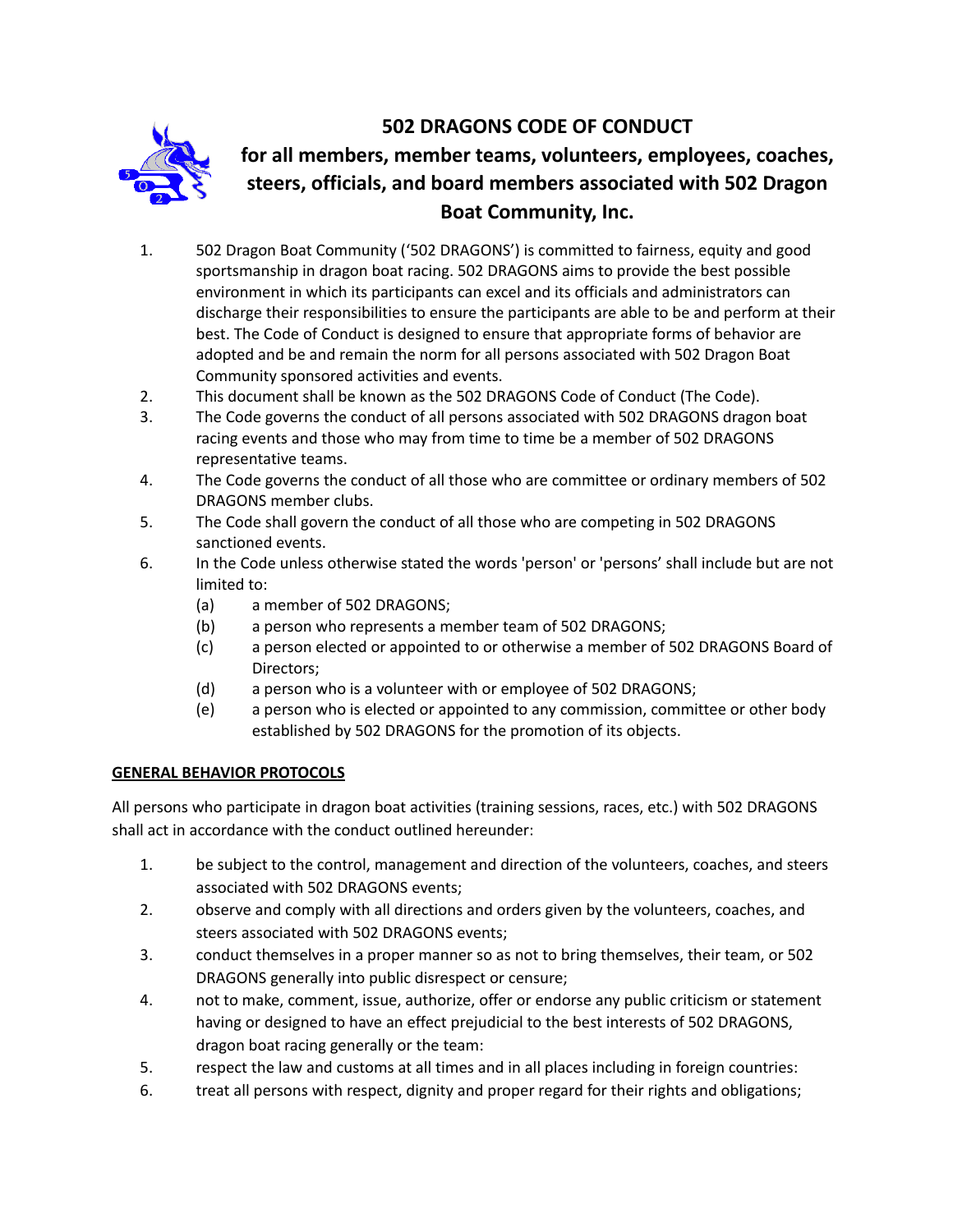# 502 DRAGONS CODE OF CONDUCT

## for all members, member teams, volunteers, employees, coaches, steers, officials, and board members associated with 502 Dragon Boat Community, Inc.

1. 502 Dragon Boat Community ('502 DRAGONS') is committed to fairness, equity and good sportsmanship in dragon boat racing. 502 DRAGONS aims to provide the best possible environment in which its participants can excel and its officials and administrators can discharge their responsibilities to ensure the participants are able to be and perform at their best. The Code of Conduct is designed to ensure that appropriate forms of behavior are adopted and be and remain the norm for all persons associated with 502 Dragon Boat Community sponsored activities and events.
2. This document shall be known as the 502 DRAGONS Code of Conduct (The Code).
3. The Code governs the conduct of all persons associated with 502 DRAGONS dragon boat racing events and those who may from time to time be a member of 502 DRAGONS representative teams.
4. The Code governs the conduct of all those who are committee or ordinary members of 502 DRAGONS member clubs.
5. The Code shall govern the conduct of all those who are competing in 502 DRAGONS sanctioned events.
6. In the Code unless otherwise stated the words 'person' or 'persons' shall include but are not limited to:
   (a) a member of 502 DRAGONS;
   (b) a person who represents a member team of 502 DRAGONS;
   (c) a person elected or appointed to or otherwise a member of 502 DRAGONS Board of Directors;
   (d) a person who is a volunteer with or employee of 502 DRAGONS;
   (e) a person who is elected or appointed to any commission, committee or other body established by 502 DRAGONS for the promotion of its objects.

**GENERAL BEHAVIOR PROTOCOLS**

All persons who participate in dragon boat activities (training sessions, races, etc.) with 502 DRAGONS shall act in accordance with the conduct outlined hereunder:

1. be subject to the control, management and direction of the volunteers, coaches, and steers associated with 502 DRAGONS events;
2. observe and comply with all directions and orders given by the volunteers, coaches, and steers associated with 502 DRAGONS events;
3. conduct themselves in a proper manner so as not to bring themselves, their team, or 502 DRAGONS generally into public disrespect or censure;
4. not to make, comment, issue, authorize, offer or endorse any public criticism or statement having or designed to have an effect prejudicial to the best interests of 502 DRAGONS, dragon boat racing generally or the team:
5. respect the law and customs at all times and in all places including in foreign countries:
6. treat all persons with respect, dignity and proper regard for their rights and obligations;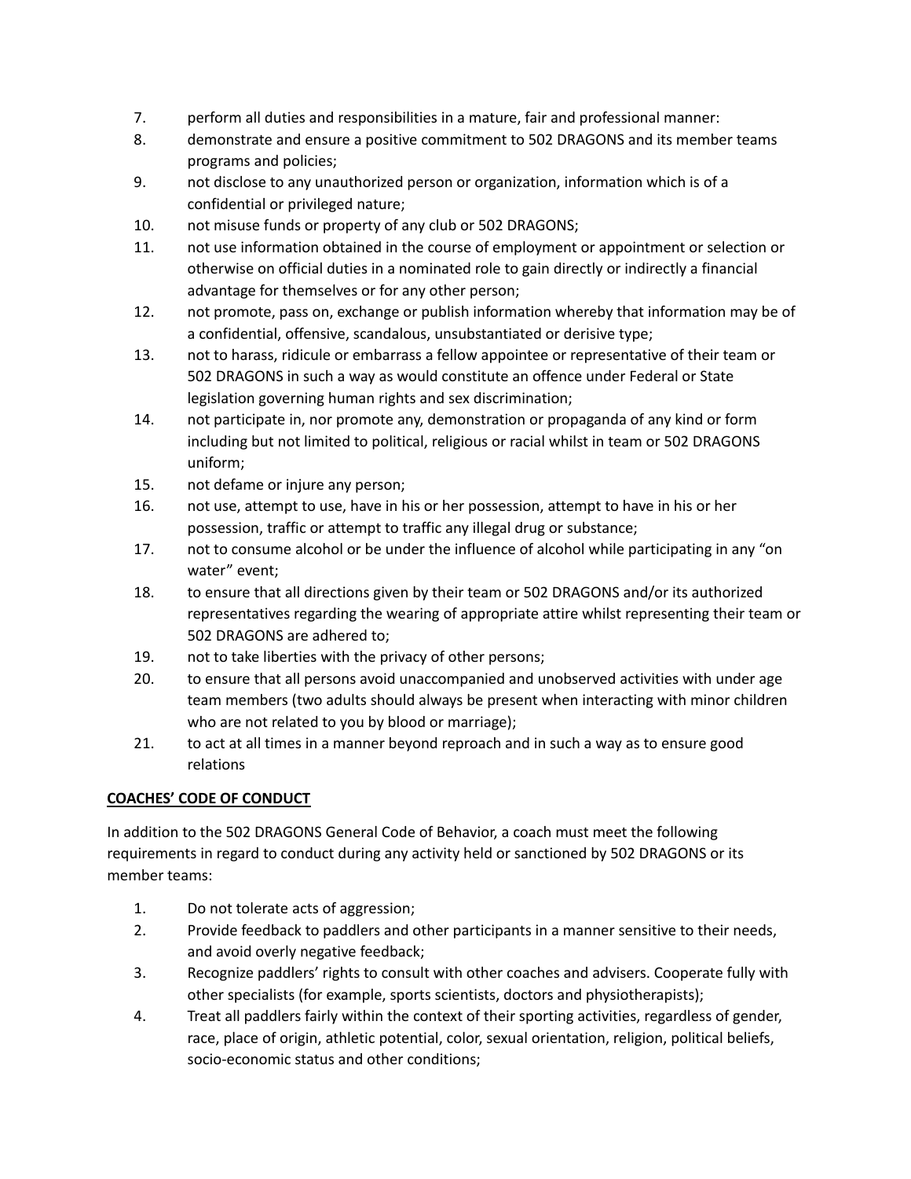7. perform all duties and responsibilities in a mature, fair and professional manner:
8. demonstrate and ensure a positive commitment to 502 DRAGONS and its member teams programs and policies;
9. not disclose to any unauthorized person or organization, information which is of a confidential or privileged nature;
10. not misuse funds or property of any club or 502 DRAGONS;
11. not use information obtained in the course of employment or appointment or selection or otherwise on official duties in a nominated role to gain directly or indirectly a financial advantage for themselves or for any other person;
12. not promote, pass on, exchange or publish information whereby that information may be of a confidential, offensive, scandalous, unsubstantiated or derisive type;
13. not to harass, ridicule or embarrass a fellow appointee or representative of their team or 502 DRAGONS in such a way as would constitute an offence under Federal or State legislation governing human rights and sex discrimination;
14. not participate in, nor promote any, demonstration or propaganda of any kind or form including but not limited to political, religious or racial whilst in team or 502 DRAGONS uniform;
15. not defame or injure any person;
16. not use, attempt to use, have in his or her possession, attempt to have in his or her possession, traffic or attempt to traffic any illegal drug or substance;
17. not to consume alcohol or be under the influence of alcohol while participating in any "on water" event;
18. to ensure that all directions given by their team or 502 DRAGONS and/or its authorized representatives regarding the wearing of appropriate attire whilst representing their team or 502 DRAGONS are adhered to;
19. not to take liberties with the privacy of other persons;
20. to ensure that all persons avoid unaccompanied and unobserved activities with under age team members (two adults should always be present when interacting with minor children who are not related to you by blood or marriage);
21. to act at all times in a manner beyond reproach and in such a way as to ensure good relations

**COACHES' CODE OF CONDUCT**

In addition to the 502 DRAGONS General Code of Behavior, a coach must meet the following requirements in regard to conduct during any activity held or sanctioned by 502 DRAGONS or its member teams:

1. Do not tolerate acts of aggression;
2. Provide feedback to paddlers and other participants in a manner sensitive to their needs, and avoid overly negative feedback;
3. Recognize paddlers' rights to consult with other coaches and advisers. Cooperate fully with other specialists (for example, sports scientists, doctors and physiotherapists);
4. Treat all paddlers fairly within the context of their sporting activities, regardless of gender, race, place of origin, athletic potential, color, sexual orientation, religion, political beliefs, socio-economic status and other conditions;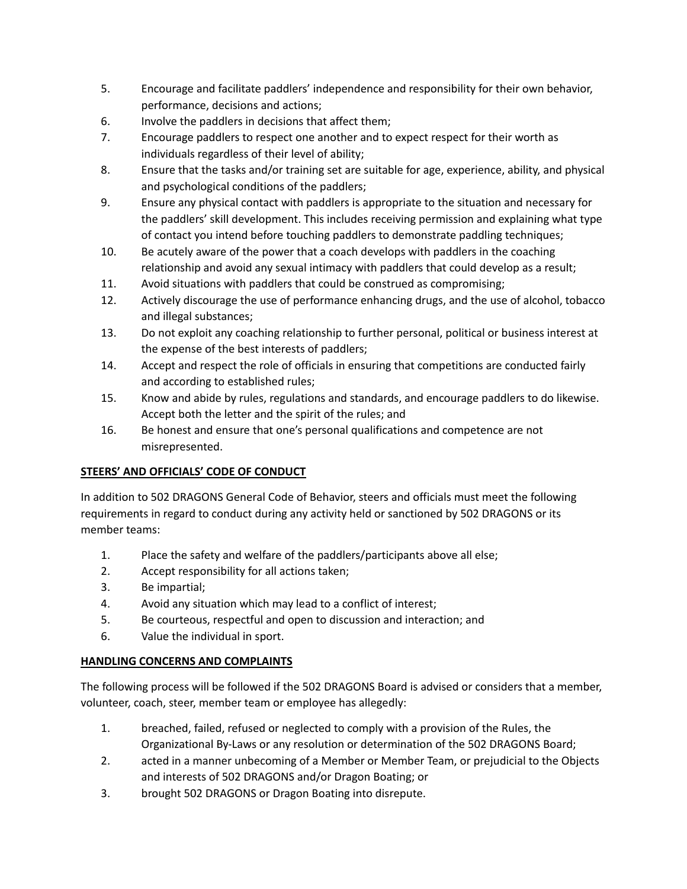5. Encourage and facilitate paddlers' independence and responsibility for their own behavior, performance, decisions and actions;
6. Involve the paddlers in decisions that affect them;
7. Encourage paddlers to respect one another and to expect respect for their worth as individuals regardless of their level of ability;
8. Ensure that the tasks and/or training set are suitable for age, experience, ability, and physical and psychological conditions of the paddlers;
9. Ensure any physical contact with paddlers is appropriate to the situation and necessary for the paddlers' skill development. This includes receiving permission and explaining what type of contact you intend before touching paddlers to demonstrate paddling techniques;
10. Be acutely aware of the power that a coach develops with paddlers in the coaching relationship and avoid any sexual intimacy with paddlers that could develop as a result;
11. Avoid situations with paddlers that could be construed as compromising;
12. Actively discourage the use of performance enhancing drugs, and the use of alcohol, tobacco and illegal substances;
13. Do not exploit any coaching relationship to further personal, political or business interest at the expense of the best interests of paddlers;
14. Accept and respect the role of officials in ensuring that competitions are conducted fairly and according to established rules;
15. Know and abide by rules, regulations and standards, and encourage paddlers to do likewise. Accept both the letter and the spirit of the rules; and
16. Be honest and ensure that one's personal qualifications and competence are not misrepresented.

**<u>STEERS' AND OFFICIALS' CODE OF CONDUCT</u>**

In addition to 502 DRAGONS General Code of Behavior, steers and officials must meet the following requirements in regard to conduct during any activity held or sanctioned by 502 DRAGONS or its member teams:

1. Place the safety and welfare of the paddlers/participants above all else;
2. Accept responsibility for all actions taken;
3. Be impartial;
4. Avoid any situation which may lead to a conflict of interest;
5. Be courteous, respectful and open to discussion and interaction; and
6. Value the individual in sport.

**<u>HANDLING CONCERNS AND COMPLAINTS</u>**

The following process will be followed if the 502 DRAGONS Board is advised or considers that a member, volunteer, coach, steer, member team or employee has allegedly:

1. breached, failed, refused or neglected to comply with a provision of the Rules, the Organizational By-Laws or any resolution or determination of the 502 DRAGONS Board;
2. acted in a manner unbecoming of a Member or Member Team, or prejudicial to the Objects and interests of 502 DRAGONS and/or Dragon Boating; or
3. brought 502 DRAGONS or Dragon Boating into disrepute.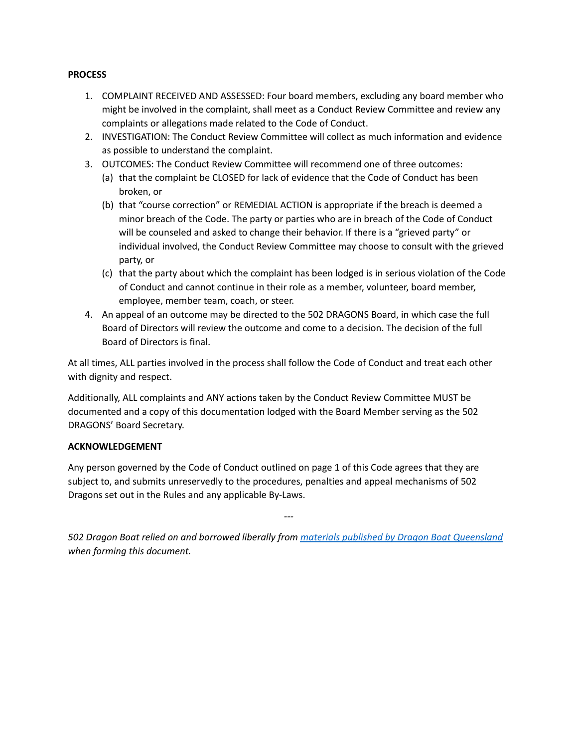**PROCESS**

1. COMPLAINT RECEIVED AND ASSESSED: Four board members, excluding any board member who might be involved in the complaint, shall meet as a Conduct Review Committee and review any complaints or allegations made related to the Code of Conduct.
2. INVESTIGATION: The Conduct Review Committee will collect as much information and evidence as possible to understand the complaint.
3. OUTCOMES: The Conduct Review Committee will recommend one of three outcomes:
   (a) that the complaint be CLOSED for lack of evidence that the Code of Conduct has been broken, or
   (b) that "course correction" or REMEDIAL ACTION is appropriate if the breach is deemed a minor breach of the Code. The party or parties who are in breach of the Code of Conduct will be counseled and asked to change their behavior. If there is a "grieved party" or individual involved, the Conduct Review Committee may choose to consult with the grieved party, or
   (c) that the party about which the complaint has been lodged is in serious violation of the Code of Conduct and cannot continue in their role as a member, volunteer, board member, employee, member team, coach, or steer.
4. An appeal of an outcome may be directed to the 502 DRAGONS Board, in which case the full Board of Directors will review the outcome and come to a decision. The decision of the full Board of Directors is final.

At all times, ALL parties involved in the process shall follow the Code of Conduct and treat each other with dignity and respect.

Additionally, ALL complaints and ANY actions taken by the Conduct Review Committee MUST be documented and a copy of this documentation lodged with the Board Member serving as the 502 DRAGONS' Board Secretary.

**ACKNOWLEDGEMENT**

Any person governed by the Code of Conduct outlined on page 1 of this Code agrees that they are subject to, and submits unreservedly to the procedures, penalties and appeal mechanisms of 502 Dragons set out in the Rules and any applicable By-Laws.

---

*502 Dragon Boat relied on and borrowed liberally from materials published by Dragon Boat Queensland when forming this document.*